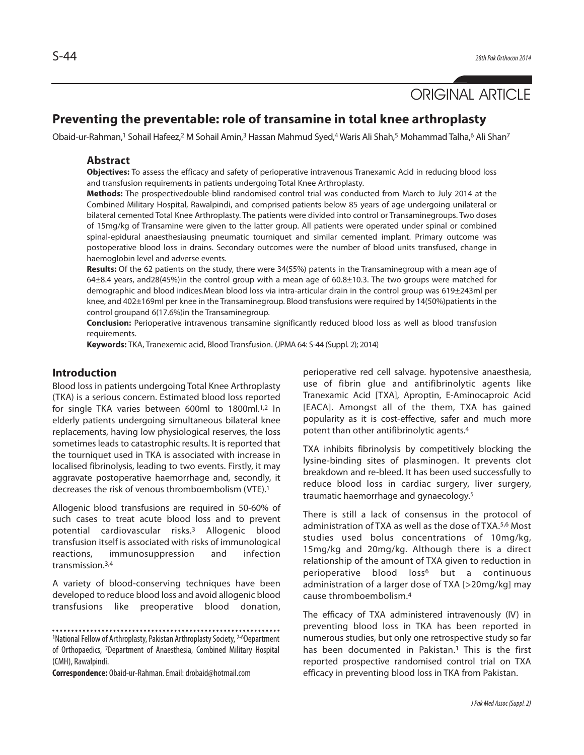ORIGINAL ARTICLE

# Preventing the preventable: role of transamine in total knee arthroplasty

Obaid-ur-Rahman,[1] Sohail Hafeez,[2] M Sohail Amin,[3] Hassan Mahmud Syed,[4] Waris Ali Shah,[5] Mohammad Talha,[6] Ali Shan[7]

## Abstract

**Objectives:** To assess the efficacy and safety of perioperative intravenous Tranexamic Acid in reducing blood loss and transfusion requirements in patients undergoing Total Knee Arthroplasty.

**Methods:** The prospectivedouble-blind randomised control trial was conducted from March to July 2014 at the Combined Military Hospital, Rawalpindi, and comprised patients below 85 years of age undergoing unilateral or bilateral cemented Total Knee Arthroplasty. The patients were divided into control or Transaminegroups. Two doses of 15mg/kg of Transamine were given to the latter group. All patients were operated under spinal or combined spinal-epidural anaesthesiausing pneumatic tourniquet and similar cemented implant. Primary outcome was postoperative blood loss in drains. Secondary outcomes were the number of blood units transfused, change in haemoglobin level and adverse events.

**Results:** Of the 62 patients on the study, there were 34(55%) patents in the Transaminegroup with a mean age of 64±8.4 years, and28(45%)in the control group with a mean age of 60.8±10.3. The two groups were matched for demographic and blood indices.Mean blood loss via intra-articular drain in the control group was 619±243ml per knee, and 402±169ml per knee in the Transaminegroup. Blood transfusions were required by 14(50%)patients in the control groupand 6(17.6%)in the Transaminegroup.

**Conclusion:** Perioperative intravenous transamine significantly reduced blood loss as well as blood transfusion requirements.

**Keywords:** TKA, Tranexemic acid, Blood Transfusion. (JPMA 64: S-44 (Suppl. 2); 2014)

## Introduction

Blood loss in patients undergoing Total Knee Arthroplasty (TKA) is a serious concern. Estimated blood loss reported for single TKA varies between 600ml to 1800ml.[1,2] In elderly patients undergoing simultaneous bilateral knee replacements, having low physiological reserves, the loss sometimes leads to catastrophic results. It is reported that the tourniquet used in TKA is associated with increase in localised fibrinolysis, leading to two events. Firstly, it may aggravate postoperative haemorrhage and, secondly, it decreases the risk of venous thromboembolism (VTE).[1]

Allogenic blood transfusions are required in 50-60% of such cases to treat acute blood loss and to prevent potential cardiovascular risks.[3] Allogenic blood transfusion itself is associated with risks of immunological reactions, immunosuppression and infection transmission.[3,4]

A variety of blood-conserving techniques have been developed to reduce blood loss and avoid allogenic blood transfusions like preoperative blood donation, perioperative red cell salvage. hypotensive anaesthesia, use of fibrin glue and antifibrinolytic agents like Tranexamic Acid [TXA], Aproptin, E-Aminocaproic Acid [EACA]. Amongst all of the them, TXA has gained popularity as it is cost-effective, safer and much more potent than other antifibrinolytic agents.[4]

TXA inhibits fibrinolysis by competitively blocking the lysine-binding sites of plasminogen. It prevents clot breakdown and re-bleed. It has been used successfully to reduce blood loss in cardiac surgery, liver surgery, traumatic haemorrhage and gynaecology.[5]

There is still a lack of consensus in the protocol of administration of TXA as well as the dose of TXA.[5,6] Most studies used bolus concentrations of 10mg/kg, 15mg/kg and 20mg/kg. Although there is a direct relationship of the amount of TXA given to reduction in perioperative blood loss[6] but a continuous administration of a larger dose of TXA [>20mg/kg] may cause thromboembolism.[4]

The efficacy of TXA administered intravenously (IV) in preventing blood loss in TKA has been reported in numerous studies, but only one retrospective study so far has been documented in Pakistan.[1] This is the first reported prospective randomised control trial on TXA efficacy in preventing blood loss in TKA from Pakistan.

---

[1]National Fellow of Arthroplasty, Pakistan Arthroplasty Society, [2-6]Department of Orthopaedics, [7]Department of Anaesthesia, Combined Military Hospital (CMH), Rawalpindi.

**Correspondence:** Obaid-ur-Rahman. Email: drobaid@hotmail.com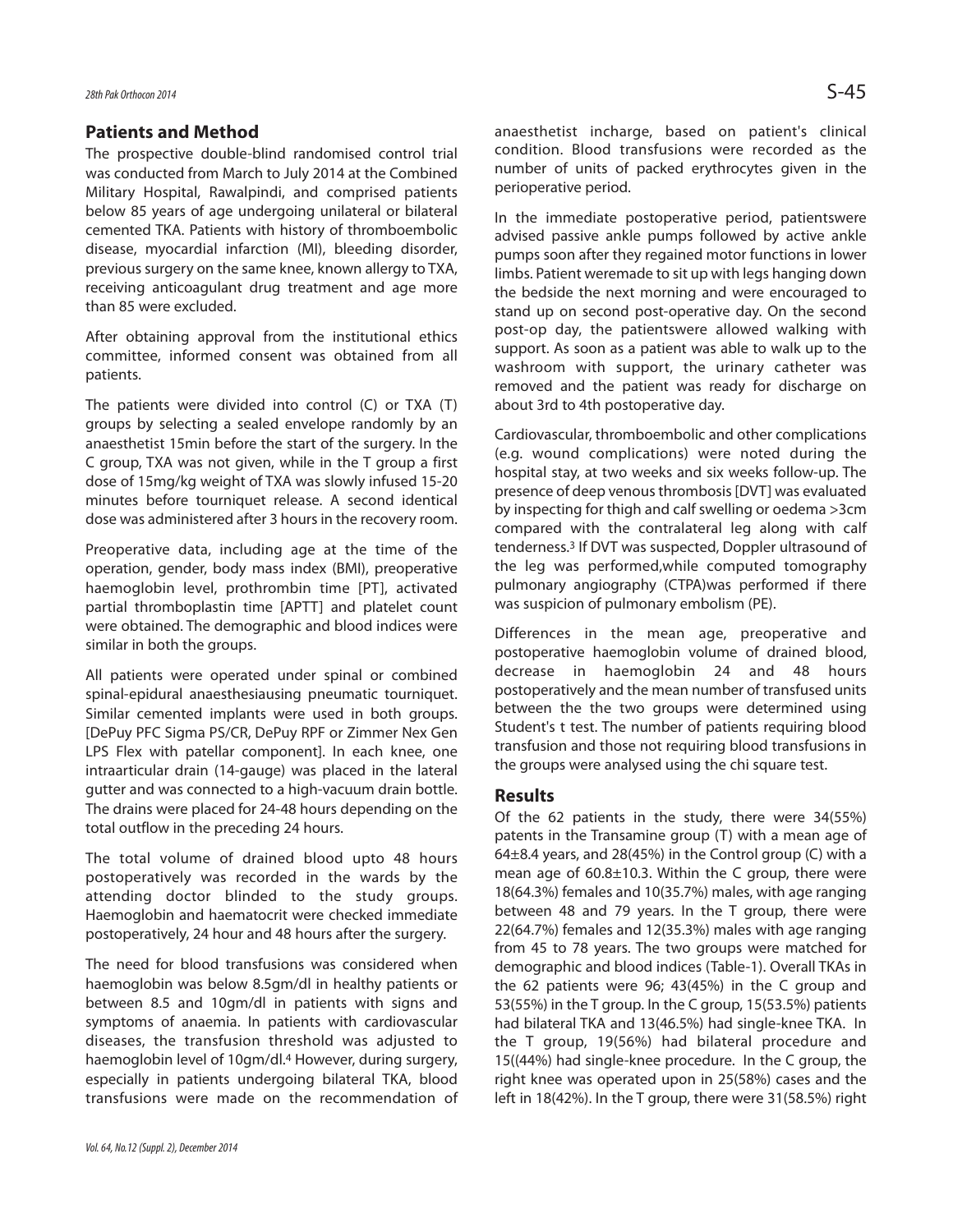## Patients and Method

The prospective double-blind randomised control trial was conducted from March to July 2014 at the Combined Military Hospital, Rawalpindi, and comprised patients below 85 years of age undergoing unilateral or bilateral cemented TKA. Patients with history of thromboembolic disease, myocardial infarction (MI), bleeding disorder, previous surgery on the same knee, known allergy to TXA, receiving anticoagulant drug treatment and age more than 85 were excluded.

After obtaining approval from the institutional ethics committee, informed consent was obtained from all patients.

The patients were divided into control (C) or TXA (T) groups by selecting a sealed envelope randomly by an anaesthetist 15min before the start of the surgery. In the C group, TXA was not given, while in the T group a first dose of 15mg/kg weight of TXA was slowly infused 15-20 minutes before tourniquet release. A second identical dose was administered after 3 hours in the recovery room.

Preoperative data, including age at the time of the operation, gender, body mass index (BMI), preoperative haemoglobin level, prothrombin time [PT], activated partial thromboplastin time [APTT] and platelet count were obtained. The demographic and blood indices were similar in both the groups.

All patients were operated under spinal or combined spinal-epidural anaesthesiausing pneumatic tourniquet. Similar cemented implants were used in both groups. [DePuy PFC Sigma PS/CR, DePuy RPF or Zimmer Nex Gen LPS Flex with patellar component]. In each knee, one intraarticular drain (14-gauge) was placed in the lateral gutter and was connected to a high-vacuum drain bottle. The drains were placed for 24-48 hours depending on the total outflow in the preceding 24 hours.

The total volume of drained blood upto 48 hours postoperatively was recorded in the wards by the attending doctor blinded to the study groups. Haemoglobin and haematocrit were checked immediate postoperatively, 24 hour and 48 hours after the surgery.

The need for blood transfusions was considered when haemoglobin was below 8.5gm/dl in healthy patients or between 8.5 and 10gm/dl in patients with signs and symptoms of anaemia. In patients with cardiovascular diseases, the transfusion threshold was adjusted to haemoglobin level of 10gm/dl.[4] However, during surgery, especially in patients undergoing bilateral TKA, blood transfusions were made on the recommendation of anaesthetist incharge, based on patient's clinical condition. Blood transfusions were recorded as the number of units of packed erythrocytes given in the perioperative period.

In the immediate postoperative period, patientswere advised passive ankle pumps followed by active ankle pumps soon after they regained motor functions in lower limbs. Patient weremade to sit up with legs hanging down the bedside the next morning and were encouraged to stand up on second post-operative day. On the second post-op day, the patientswere allowed walking with support. As soon as a patient was able to walk up to the washroom with support, the urinary catheter was removed and the patient was ready for discharge on about 3rd to 4th postoperative day.

Cardiovascular, thromboembolic and other complications (e.g. wound complications) were noted during the hospital stay, at two weeks and six weeks follow-up. The presence of deep venous thrombosis [DVT] was evaluated by inspecting for thigh and calf swelling or oedema >3cm compared with the contralateral leg along with calf tenderness.[3] If DVT was suspected, Doppler ultrasound of the leg was performed,while computed tomography pulmonary angiography (CTPA)was performed if there was suspicion of pulmonary embolism (PE).

Differences in the mean age, preoperative and postoperative haemoglobin volume of drained blood, decrease in haemoglobin 24 and 48 hours postoperatively and the mean number of transfused units between the the two groups were determined using Student's t test. The number of patients requiring blood transfusion and those not requiring blood transfusions in the groups were analysed using the chi square test.

## Results

Of the 62 patients in the study, there were 34(55%) patents in the Transamine group (T) with a mean age of 64±8.4 years, and 28(45%) in the Control group (C) with a mean age of 60.8±10.3. Within the C group, there were 18(64.3%) females and 10(35.7%) males, with age ranging between 48 and 79 years. In the T group, there were 22(64.7%) females and 12(35.3%) males with age ranging from 45 to 78 years. The two groups were matched for demographic and blood indices (Table-1). Overall TKAs in the 62 patients were 96; 43(45%) in the C group and 53(55%) in the T group. In the C group, 15(53.5%) patients had bilateral TKA and 13(46.5%) had single-knee TKA. In the T group, 19(56%) had bilateral procedure and 15((44%) had single-knee procedure. In the C group, the right knee was operated upon in 25(58%) cases and the left in 18(42%). In the T group, there were 31(58.5%) right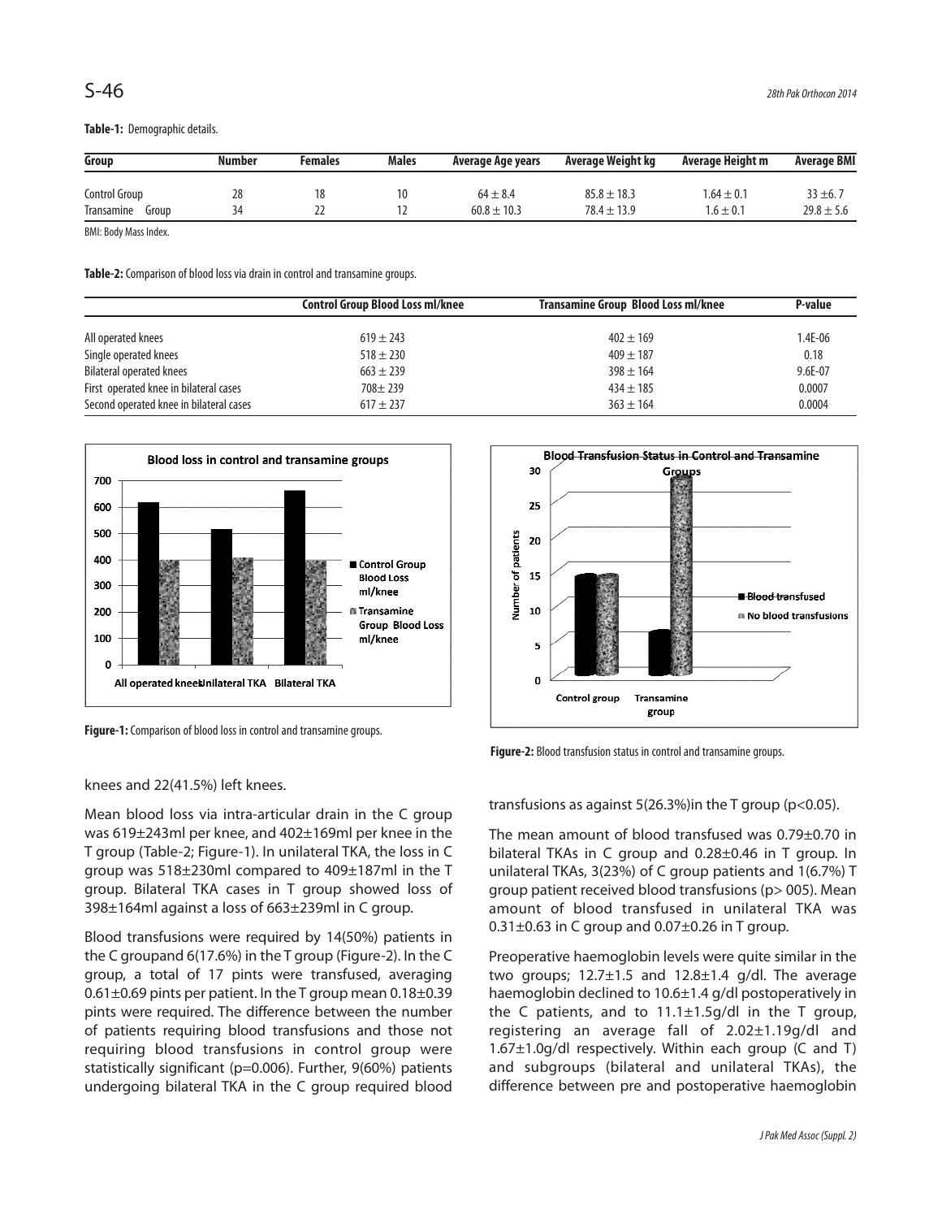**Table-1:** Demographic details.

| Group | Number | Females | Males | Average Age years | Average Weight kg | Average Height m | Average BMI |
|---|---|---|---|---|---|---|---|
| Control Group | 28 | 18 | 10 | 64 ± 8.4 | 85.8 ± 18.3 | 1.64 ± 0.1 | 33 ±6. 7 |
| Transamine Group | 34 | 22 | 12 | 60.8 ± 10.3 | 78.4 ± 13.9 | 1.6 ± 0.1 | 29.8 ± 5.6 |

BMI: Body Mass Index.

**Table-2:** Comparison of blood loss via drain in control and transamine groups.

| | Control Group Blood Loss ml/knee | Transamine Group Blood Loss ml/knee | P-value |
|---|---|---|---|
| All operated knees | 619 ± 243 | 402 ± 169 | 1.4E-06 |
| Single operated knees | 518 ± 230 | 409 ± 187 | 0.18 |
| Bilateral operated knees | 663 ± 239 | 398 ± 164 | 9.6E-07 |
| First operated knee in bilateral cases | 708± 239 | 434 ± 185 | 0.0007 |
| Second operated knee in bilateral cases | 617 ± 237 | 363 ± 164 | 0.0004 |

**Figure-1:** Comparison of blood loss in control and transamine groups.

**Figure-2:** Blood transfusion status in control and transamine groups.

knees and 22(41.5%) left knees.

Mean blood loss via intra-articular drain in the C group was 619±243ml per knee, and 402±169ml per knee in the T group (Table-2; Figure-1). In unilateral TKA, the loss in C group was 518±230ml compared to 409±187ml in the T group. Bilateral TKA cases in T group showed loss of 398±164ml against a loss of 663±239ml in C group.

Blood transfusions were required by 14(50%) patients in the C groupand 6(17.6%) in the T group (Figure-2). In the C group, a total of 17 pints were transfused, averaging 0.61±0.69 pints per patient. In the T group mean 0.18±0.39 pints were required. The difference between the number of patients requiring blood transfusions and those not requiring blood transfusions in control group were statistically significant (p=0.006). Further, 9(60%) patients undergoing bilateral TKA in the C group required blood transfusions as against 5(26.3%)in the T group (p<0.05).

The mean amount of blood transfused was 0.79±0.70 in bilateral TKAs in C group and 0.28±0.46 in T group. In unilateral TKAs, 3(23%) of C group patients and 1(6.7%) T group patient received blood transfusions (p> 005). Mean amount of blood transfused in unilateral TKA was 0.31±0.63 in C group and 0.07±0.26 in T group.

Preoperative haemoglobin levels were quite similar in the two groups; 12.7±1.5 and 12.8±1.4 g/dl. The average haemoglobin declined to 10.6±1.4 g/dl postoperatively in the C patients, and to 11.1±1.5g/dl in the T group, registering an average fall of 2.02±1.19g/dl and 1.67±1.0g/dl respectively. Within each group (C and T) and subgroups (bilateral and unilateral TKAs), the difference between pre and postoperative haemoglobin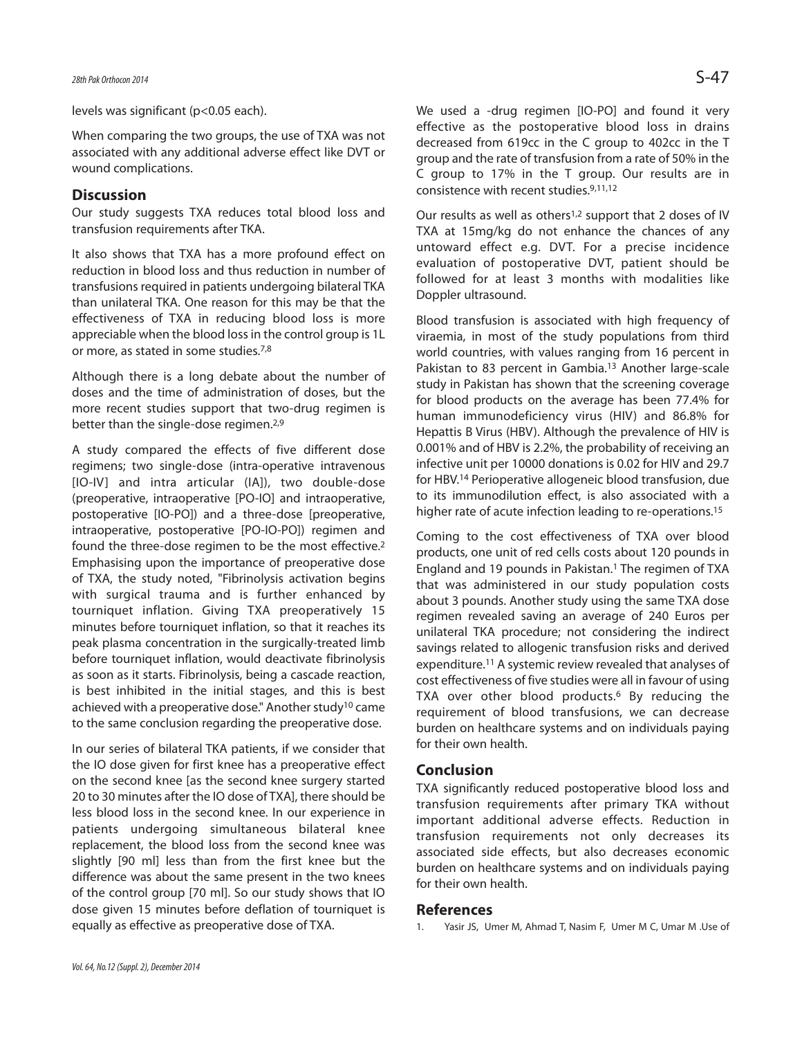levels was significant (p<0.05 each).

When comparing the two groups, the use of TXA was not associated with any additional adverse effect like DVT or wound complications.

## Discussion

Our study suggests TXA reduces total blood loss and transfusion requirements after TKA.

It also shows that TXA has a more profound effect on reduction in blood loss and thus reduction in number of transfusions required in patients undergoing bilateral TKA than unilateral TKA. One reason for this may be that the effectiveness of TXA in reducing blood loss is more appreciable when the blood loss in the control group is 1L or more, as stated in some studies.[7,8]

Although there is a long debate about the number of doses and the time of administration of doses, but the more recent studies support that two-drug regimen is better than the single-dose regimen.[2,9]

A study compared the effects of five different dose regimens; two single-dose (intra-operative intravenous [IO-IV] and intra articular (IA]), two double-dose (preoperative, intraoperative [PO-IO] and intraoperative, postoperative [IO-PO]) and a three-dose [preoperative, intraoperative, postoperative [PO-IO-PO]) regimen and found the three-dose regimen to be the most effective.[2] Emphasising upon the importance of preoperative dose of TXA, the study noted, "Fibrinolysis activation begins with surgical trauma and is further enhanced by tourniquet inflation. Giving TXA preoperatively 15 minutes before tourniquet inflation, so that it reaches its peak plasma concentration in the surgically-treated limb before tourniquet inflation, would deactivate fibrinolysis as soon as it starts. Fibrinolysis, being a cascade reaction, is best inhibited in the initial stages, and this is best achieved with a preoperative dose." Another study[10] came to the same conclusion regarding the preoperative dose.

In our series of bilateral TKA patients, if we consider that the IO dose given for first knee has a preoperative effect on the second knee [as the second knee surgery started 20 to 30 minutes after the IO dose of TXA], there should be less blood loss in the second knee. In our experience in patients undergoing simultaneous bilateral knee replacement, the blood loss from the second knee was slightly [90 ml] less than from the first knee but the difference was about the same present in the two knees of the control group [70 ml]. So our study shows that IO dose given 15 minutes before deflation of tourniquet is equally as effective as preoperative dose of TXA.

We used a -drug regimen [IO-PO] and found it very effective as the postoperative blood loss in drains decreased from 619cc in the C group to 402cc in the T group and the rate of transfusion from a rate of 50% in the C group to 17% in the T group. Our results are in consistence with recent studies.[9,11,12]

Our results as well as others[1,2] support that 2 doses of IV TXA at 15mg/kg do not enhance the chances of any untoward effect e.g. DVT. For a precise incidence evaluation of postoperative DVT, patient should be followed for at least 3 months with modalities like Doppler ultrasound.

Blood transfusion is associated with high frequency of viraemia, in most of the study populations from third world countries, with values ranging from 16 percent in Pakistan to 83 percent in Gambia.[13] Another large-scale study in Pakistan has shown that the screening coverage for blood products on the average has been 77.4% for human immunodeficiency virus (HIV) and 86.8% for Hepattis B Virus (HBV). Although the prevalence of HIV is 0.001% and of HBV is 2.2%, the probability of receiving an infective unit per 10000 donations is 0.02 for HIV and 29.7 for HBV.[14] Perioperative allogeneic blood transfusion, due to its immunodilution effect, is also associated with a higher rate of acute infection leading to re-operations.[15]

Coming to the cost effectiveness of TXA over blood products, one unit of red cells costs about 120 pounds in England and 19 pounds in Pakistan.[1] The regimen of TXA that was administered in our study population costs about 3 pounds. Another study using the same TXA dose regimen revealed saving an average of 240 Euros per unilateral TKA procedure; not considering the indirect savings related to allogenic transfusion risks and derived expenditure.[11] A systemic review revealed that analyses of cost effectiveness of five studies were all in favour of using TXA over other blood products.[6] By reducing the requirement of blood transfusions, we can decrease burden on healthcare systems and on individuals paying for their own health.

## Conclusion

TXA significantly reduced postoperative blood loss and transfusion requirements after primary TKA without important additional adverse effects. Reduction in transfusion requirements not only decreases its associated side effects, but also decreases economic burden on healthcare systems and on individuals paying for their own health.

## References

1. Yasir JS, Umer M, Ahmad T, Nasim F, Umer M C, Umar M .Use of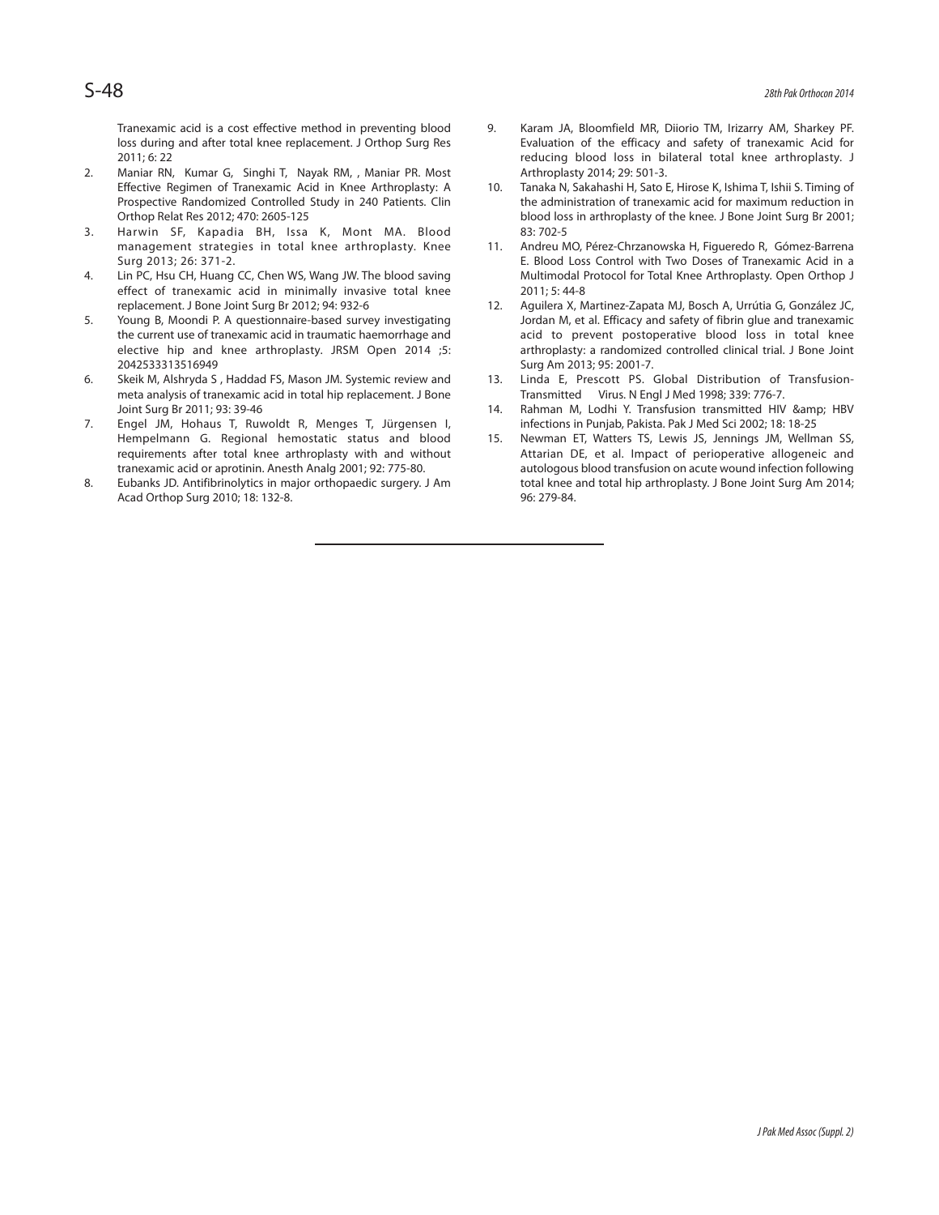Tranexamic acid is a cost effective method in preventing blood loss during and after total knee replacement. J Orthop Surg Res 2011; 6: 22

2. Maniar RN, Kumar G, Singhi T, Nayak RM, , Maniar PR. Most Effective Regimen of Tranexamic Acid in Knee Arthroplasty: A Prospective Randomized Controlled Study in 240 Patients. Clin Orthop Relat Res 2012; 470: 2605-125
3. Harwin SF, Kapadia BH, Issa K, Mont MA. Blood management strategies in total knee arthroplasty. Knee Surg 2013; 26: 371-2.
4. Lin PC, Hsu CH, Huang CC, Chen WS, Wang JW. The blood saving effect of tranexamic acid in minimally invasive total knee replacement. J Bone Joint Surg Br 2012; 94: 932-6
5. Young B, Moondi P. A questionnaire-based survey investigating the current use of tranexamic acid in traumatic haemorrhage and elective hip and knee arthroplasty. JRSM Open 2014 ;5: 2042533313516949
6. Skeik M, Alshryda S , Haddad FS, Mason JM. Systemic review and meta analysis of tranexamic acid in total hip replacement. J Bone Joint Surg Br 2011; 93: 39-46
7. Engel JM, Hohaus T, Ruwoldt R, Menges T, Jürgensen I, Hempelmann G. Regional hemostatic status and blood requirements after total knee arthroplasty with and without tranexamic acid or aprotinin. Anesth Analg 2001; 92: 775-80.
8. Eubanks JD. Antifibrinolytics in major orthopaedic surgery. J Am Acad Orthop Surg 2010; 18: 132-8.
9. Karam JA, Bloomfield MR, Diiorio TM, Irizarry AM, Sharkey PF. Evaluation of the efficacy and safety of tranexamic Acid for reducing blood loss in bilateral total knee arthroplasty. J Arthroplasty 2014; 29: 501-3.
10. Tanaka N, Sakahashi H, Sato E, Hirose K, Ishima T, Ishii S. Timing of the administration of tranexamic acid for maximum reduction in blood loss in arthroplasty of the knee. J Bone Joint Surg Br 2001; 83: 702-5
11. Andreu MO, Pérez-Chrzanowska H, Figueredo R, Gómez-Barrena E. Blood Loss Control with Two Doses of Tranexamic Acid in a Multimodal Protocol for Total Knee Arthroplasty. Open Orthop J 2011; 5: 44-8
12. Aguilera X, Martinez-Zapata MJ, Bosch A, Urrútia G, González JC, Jordan M, et al. Efficacy and safety of fibrin glue and tranexamic acid to prevent postoperative blood loss in total knee arthroplasty: a randomized controlled clinical trial. J Bone Joint Surg Am 2013; 95: 2001-7.
13. Linda E, Prescott PS. Global Distribution of Transfusion-Transmitted Virus. N Engl J Med 1998; 339: 776-7.
14. Rahman M, Lodhi Y. Transfusion transmitted HIV &amp; HBV infections in Punjab, Pakista. Pak J Med Sci 2002; 18: 18-25
15. Newman ET, Watters TS, Lewis JS, Jennings JM, Wellman SS, Attarian DE, et al. Impact of perioperative allogeneic and autologous blood transfusion on acute wound infection following total knee and total hip arthroplasty. J Bone Joint Surg Am 2014; 96: 279-84.